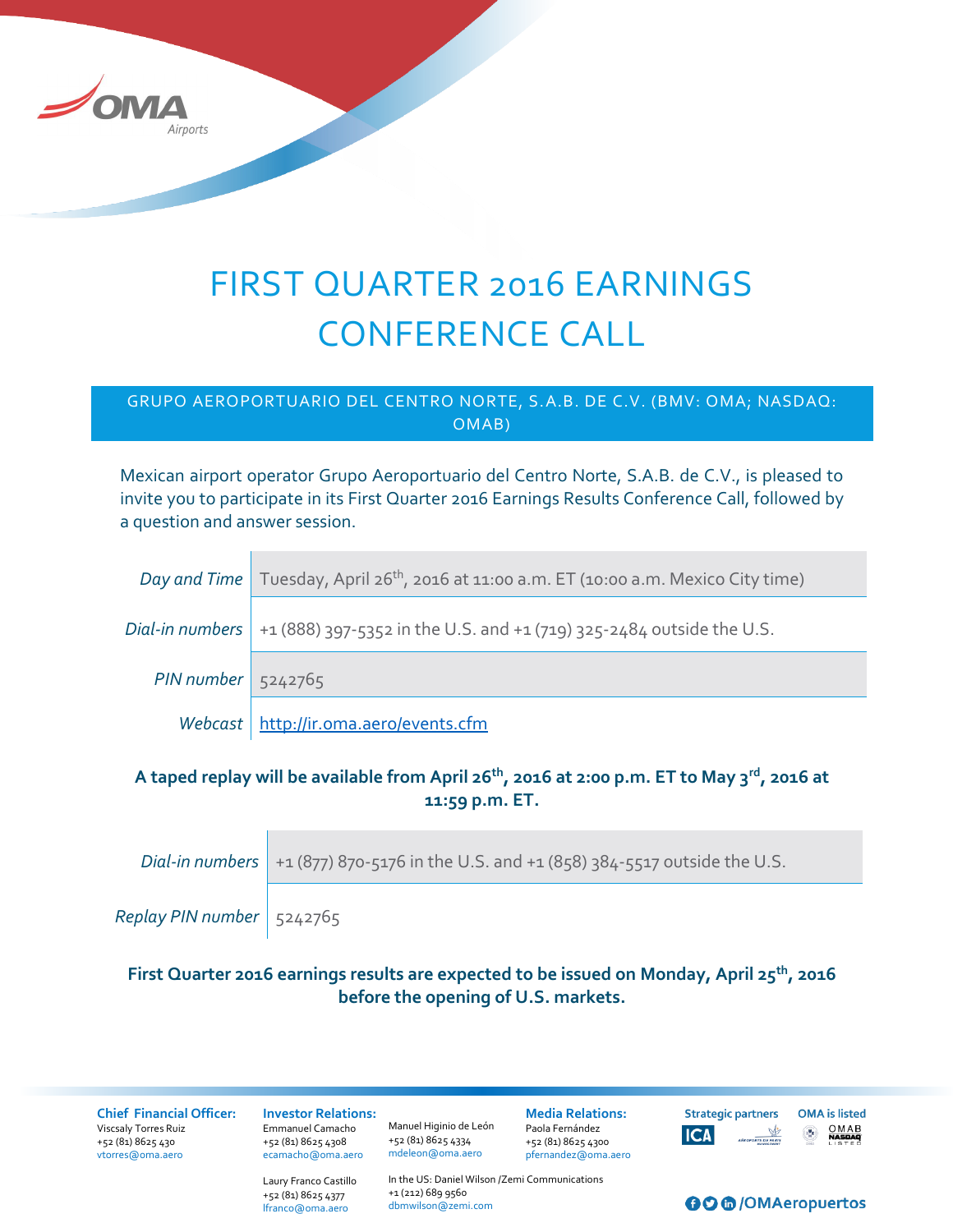# FIRST QUARTER 2016 EARNINGS CONFERENCE CALL

## GRUPO AEROPORTUARIO DEL CENTRO NORTE, S.A.B. DE C.V. (BMV: OMA; NASDAQ: OMAB)

Mexican airport operator Grupo Aeroportuario del Centro Norte, S.A.B. de C.V., is pleased to invite you to participate in its First Quarter 2016 Earnings Results Conference Call, followed by a question and answer session.

| | |
|---|---|
| *Day and Time* | Tuesday, April 26th, 2016 at 11:00 a.m. ET (10:00 a.m. Mexico City time) |
| *Dial-in numbers* | +1 (888) 397-5352 in the U.S. and +1 (719) 325-2484 outside the U.S. |
| *PIN number* | 5242765 |
| *Webcast* | http://ir.oma.aero/events.cfm |

**A taped replay will be available from April 26th, 2016 at 2:00 p.m. ET to May 3rd, 2016 at 11:59 p.m. ET.**

| | |
|---|---|
| *Dial-in numbers* | +1 (877) 870-5176 in the U.S. and +1 (858) 384-5517 outside the U.S. |
| *Replay PIN number* | 5242765 |

**First Quarter 2016 earnings results are expected to be issued on Monday, April 25th, 2016 before the opening of U.S. markets.**

**Chief Financial Officer:**
Viscsaly Torres Ruiz
+52 (81) 8625 430
vtorres@oma.aero

**Investor Relations:**
Emmanuel Camacho
+52 (81) 8625 4308
ecamacho@oma.aero

Manuel Higinio de León
+52 (81) 8625 4334
mdeleon@oma.aero

Laury Franco Castillo
+52 (81) 8625 4377
lfranco@oma.aero

In the US: Daniel Wilson /Zemi Communications
+1 (212) 689 9560
dbmwilson@zemi.com

**Media Relations:**
Paola Fernández
+52 (81) 8625 4300
pfernandez@oma.aero

**Strategic partners** ICA, Aéroports de Paris Management

**OMA is listed** OMAB NASDAQ LISTED

/OMAeropuertos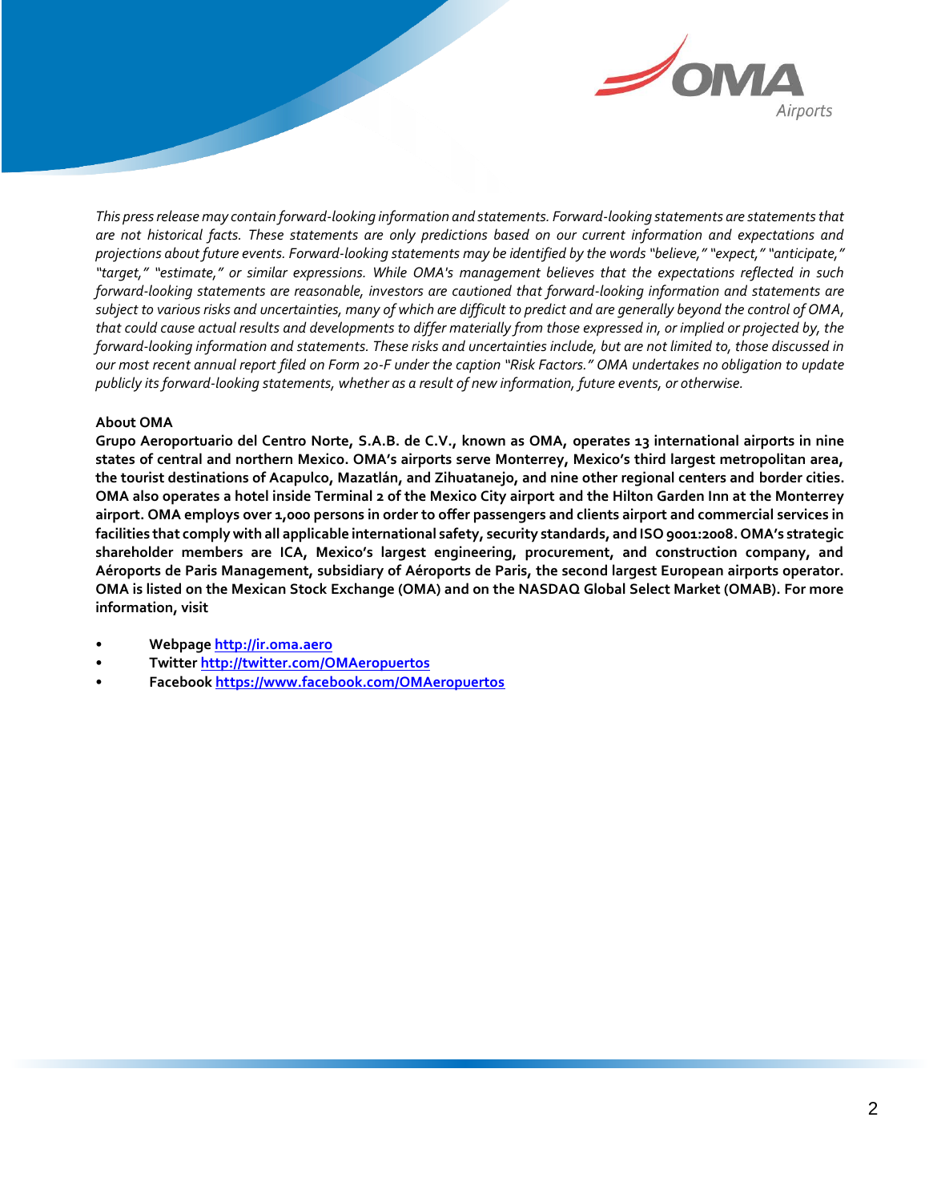*This press release may contain forward-looking information and statements. Forward-looking statements are statements that are not historical facts. These statements are only predictions based on our current information and expectations and projections about future events. Forward-looking statements may be identified by the words "believe," "expect," "anticipate," "target," "estimate," or similar expressions. While OMA's management believes that the expectations reflected in such forward-looking statements are reasonable, investors are cautioned that forward-looking information and statements are subject to various risks and uncertainties, many of which are difficult to predict and are generally beyond the control of OMA, that could cause actual results and developments to differ materially from those expressed in, or implied or projected by, the forward-looking information and statements. These risks and uncertainties include, but are not limited to, those discussed in our most recent annual report filed on Form 20-F under the caption "Risk Factors." OMA undertakes no obligation to update publicly its forward-looking statements, whether as a result of new information, future events, or otherwise.*

**About OMA**

**Grupo Aeroportuario del Centro Norte, S.A.B. de C.V., known as OMA, operates 13 international airports in nine states of central and northern Mexico. OMA's airports serve Monterrey, Mexico's third largest metropolitan area, the tourist destinations of Acapulco, Mazatlán, and Zihuatanejo, and nine other regional centers and border cities. OMA also operates a hotel inside Terminal 2 of the Mexico City airport and the Hilton Garden Inn at the Monterrey airport. OMA employs over 1,000 persons in order to offer passengers and clients airport and commercial services in facilities that comply with all applicable international safety, security standards, and ISO 9001:2008. OMA's strategic shareholder members are ICA, Mexico's largest engineering, procurement, and construction company, and Aéroports de Paris Management, subsidiary of Aéroports de Paris, the second largest European airports operator. OMA is listed on the Mexican Stock Exchange (OMA) and on the NASDAQ Global Select Market (OMAB). For more information, visit**

- **Webpage http://ir.oma.aero**
- **Twitter http://twitter.com/OMAeropuertos**
- **Facebook https://www.facebook.com/OMAeropuertos**